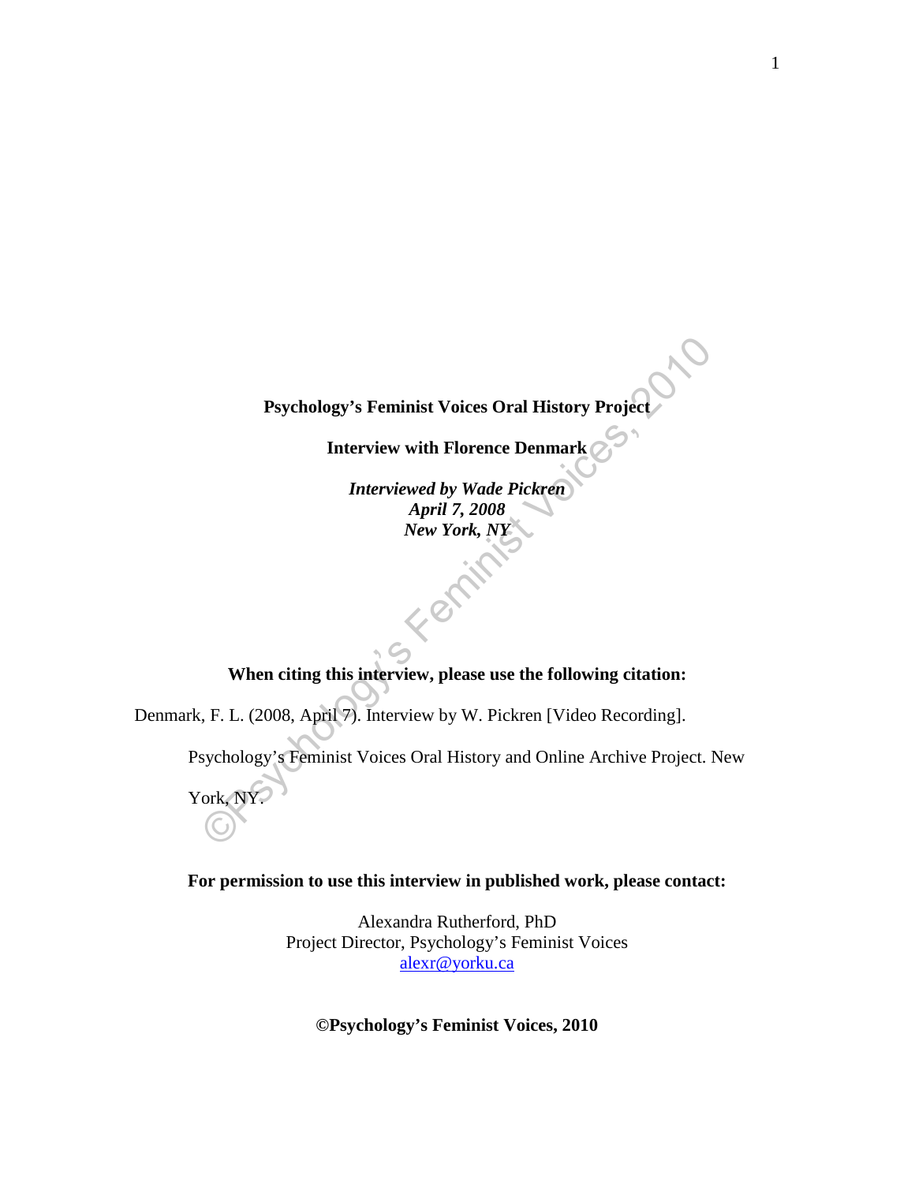**Psychology's Feminist Voices Oral History Project**

**Interview with Florence Denmark**

***Interviewed by Wade Pickren***
***April 7, 2008***
***New York, NY***

**When citing this interview, please use the following citation:**

Denmark, F. L. (2008, April 7). Interview by W. Pickren [Video Recording]. Psychology's Feminist Voices Oral History and Online Archive Project. New York, NY.

**For permission to use this interview in published work, please contact:**

Alexandra Rutherford, PhD
Project Director, Psychology's Feminist Voices
alexr@yorku.ca

**©Psychology's Feminist Voices, 2010**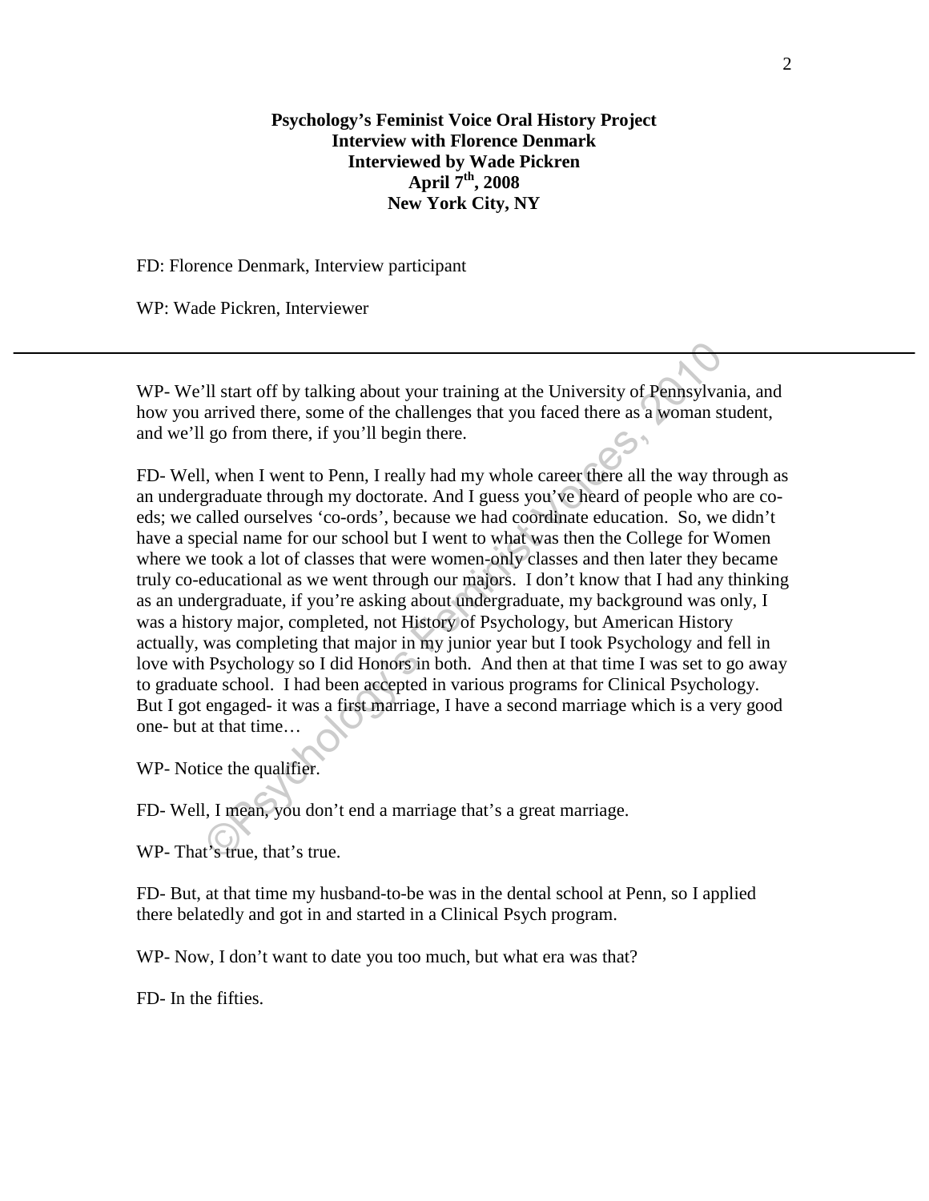**Psychology's Feminist Voice Oral History Project**
**Interview with Florence Denmark**
**Interviewed by Wade Pickren**
**April 7th, 2008**
**New York City, NY**

FD: Florence Denmark, Interview participant

WP: Wade Pickren, Interviewer

---

WP- We'll start off by talking about your training at the University of Pennsylvania, and how you arrived there, some of the challenges that you faced there as a woman student, and we'll go from there, if you'll begin there.

FD- Well, when I went to Penn, I really had my whole career there all the way through as an undergraduate through my doctorate. And I guess you've heard of people who are co-eds; we called ourselves 'co-ords', because we had coordinate education. So, we didn't have a special name for our school but I went to what was then the College for Women where we took a lot of classes that were women-only classes and then later they became truly co-educational as we went through our majors. I don't know that I had any thinking as an undergraduate, if you're asking about undergraduate, my background was only, I was a history major, completed, not History of Psychology, but American History actually, was completing that major in my junior year but I took Psychology and fell in love with Psychology so I did Honors in both. And then at that time I was set to go away to graduate school. I had been accepted in various programs for Clinical Psychology. But I got engaged- it was a first marriage, I have a second marriage which is a very good one- but at that time…

WP- Notice the qualifier.

FD- Well, I mean, you don't end a marriage that's a great marriage.

WP- That's true, that's true.

FD- But, at that time my husband-to-be was in the dental school at Penn, so I applied there belatedly and got in and started in a Clinical Psych program.

WP- Now, I don't want to date you too much, but what era was that?

FD- In the fifties.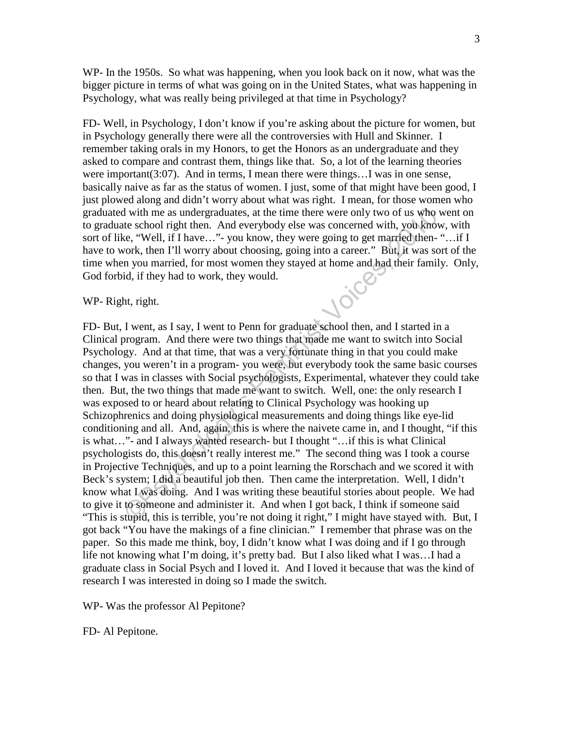WP- In the 1950s. So what was happening, when you look back on it now, what was the bigger picture in terms of what was going on in the United States, what was happening in Psychology, what was really being privileged at that time in Psychology?

FD- Well, in Psychology, I don't know if you're asking about the picture for women, but in Psychology generally there were all the controversies with Hull and Skinner. I remember taking orals in my Honors, to get the Honors as an undergraduate and they asked to compare and contrast them, things like that. So, a lot of the learning theories were important(3:07). And in terms, I mean there were things…I was in one sense, basically naive as far as the status of women. I just, some of that might have been good, I just plowed along and didn't worry about what was right. I mean, for those women who graduated with me as undergraduates, at the time there were only two of us who went on to graduate school right then. And everybody else was concerned with, you know, with sort of like, "Well, if I have…"- you know, they were going to get married then- "…if I have to work, then I'll worry about choosing, going into a career." But, it was sort of the time when you married, for most women they stayed at home and had their family. Only, God forbid, if they had to work, they would.

WP- Right, right.

FD- But, I went, as I say, I went to Penn for graduate school then, and I started in a Clinical program. And there were two things that made me want to switch into Social Psychology. And at that time, that was a very fortunate thing in that you could make changes, you weren't in a program- you were, but everybody took the same basic courses so that I was in classes with Social psychologists, Experimental, whatever they could take then. But, the two things that made me want to switch. Well, one: the only research I was exposed to or heard about relating to Clinical Psychology was hooking up Schizophrenics and doing physiological measurements and doing things like eye-lid conditioning and all. And, again, this is where the naivete came in, and I thought, "if this is what…"- and I always wanted research- but I thought "…if this is what Clinical psychologists do, this doesn't really interest me." The second thing was I took a course in Projective Techniques, and up to a point learning the Rorschach and we scored it with Beck's system; I did a beautiful job then. Then came the interpretation. Well, I didn't know what I was doing. And I was writing these beautiful stories about people. We had to give it to someone and administer it. And when I got back, I think if someone said "This is stupid, this is terrible, you're not doing it right," I might have stayed with. But, I got back "You have the makings of a fine clinician." I remember that phrase was on the paper. So this made me think, boy, I didn't know what I was doing and if I go through life not knowing what I'm doing, it's pretty bad. But I also liked what I was…I had a graduate class in Social Psych and I loved it. And I loved it because that was the kind of research I was interested in doing so I made the switch.

WP- Was the professor Al Pepitone?

FD- Al Pepitone.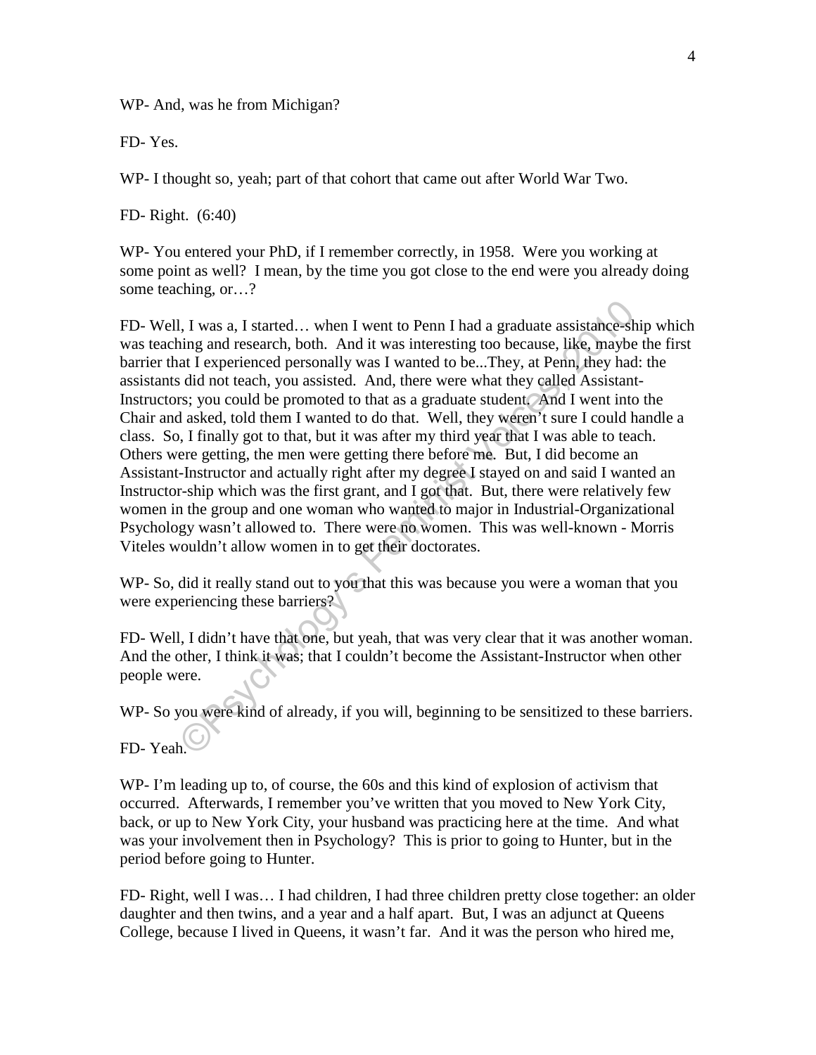WP- And, was he from Michigan?

FD- Yes.

WP- I thought so, yeah; part of that cohort that came out after World War Two.

FD- Right. (6:40)

WP- You entered your PhD, if I remember correctly, in 1958. Were you working at some point as well? I mean, by the time you got close to the end were you already doing some teaching, or…?

FD- Well, I was a, I started… when I went to Penn I had a graduate assistance-ship which was teaching and research, both. And it was interesting too because, like, maybe the first barrier that I experienced personally was I wanted to be...They, at Penn, they had: the assistants did not teach, you assisted. And, there were what they called Assistant-Instructors; you could be promoted to that as a graduate student. And I went into the Chair and asked, told them I wanted to do that. Well, they weren't sure I could handle a class. So, I finally got to that, but it was after my third year that I was able to teach. Others were getting, the men were getting there before me. But, I did become an Assistant-Instructor and actually right after my degree I stayed on and said I wanted an Instructor-ship which was the first grant, and I got that. But, there were relatively few women in the group and one woman who wanted to major in Industrial-Organizational Psychology wasn't allowed to. There were no women. This was well-known - Morris Viteles wouldn't allow women in to get their doctorates.

WP- So, did it really stand out to you that this was because you were a woman that you were experiencing these barriers?

FD- Well, I didn't have that one, but yeah, that was very clear that it was another woman. And the other, I think it was; that I couldn't become the Assistant-Instructor when other people were.

WP- So you were kind of already, if you will, beginning to be sensitized to these barriers.

FD- Yeah.

WP- I'm leading up to, of course, the 60s and this kind of explosion of activism that occurred. Afterwards, I remember you've written that you moved to New York City, back, or up to New York City, your husband was practicing here at the time. And what was your involvement then in Psychology? This is prior to going to Hunter, but in the period before going to Hunter.

FD- Right, well I was… I had children, I had three children pretty close together: an older daughter and then twins, and a year and a half apart. But, I was an adjunct at Queens College, because I lived in Queens, it wasn't far. And it was the person who hired me,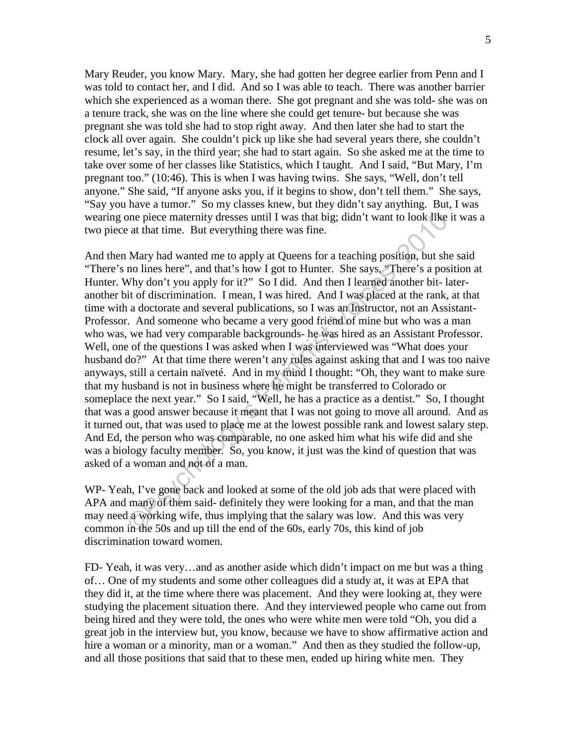Mary Reuder, you know Mary. Mary, she had gotten her degree earlier from Penn and I was told to contact her, and I did. And so I was able to teach. There was another barrier which she experienced as a woman there. She got pregnant and she was told- she was on a tenure track, she was on the line where she could get tenure- but because she was pregnant she was told she had to stop right away. And then later she had to start the clock all over again. She couldn't pick up like she had several years there, she couldn't resume, let's say, in the third year; she had to start again. So she asked me at the time to take over some of her classes like Statistics, which I taught. And I said, "But Mary, I'm pregnant too." (10:46). This is when I was having twins. She says, "Well, don't tell anyone." She said, "If anyone asks you, if it begins to show, don't tell them." She says, "Say you have a tumor." So my classes knew, but they didn't say anything. But, I was wearing one piece maternity dresses until I was that big; didn't want to look like it was a two piece at that time. But everything there was fine.

And then Mary had wanted me to apply at Queens for a teaching position, but she said "There's no lines here", and that's how I got to Hunter. She says, "There's a position at Hunter. Why don't you apply for it?" So I did. And then I learned another bit- later- another bit of discrimination. I mean, I was hired. And I was placed at the rank, at that time with a doctorate and several publications, so I was an Instructor, not an Assistant-Professor. And someone who became a very good friend of mine but who was a man who was, we had very comparable backgrounds- he was hired as an Assistant Professor. Well, one of the questions I was asked when I was interviewed was "What does your husband do?" At that time there weren't any rules against asking that and I was too naive anyways, still a certain naïveté. And in my mind I thought: "Oh, they want to make sure that my husband is not in business where he might be transferred to Colorado or someplace the next year." So I said, "Well, he has a practice as a dentist." So, I thought that was a good answer because it meant that I was not going to move all around. And as it turned out, that was used to place me at the lowest possible rank and lowest salary step. And Ed, the person who was comparable, no one asked him what his wife did and she was a biology faculty member. So, you know, it just was the kind of question that was asked of a woman and not of a man.

WP- Yeah, I've gone back and looked at some of the old job ads that were placed with APA and many of them said- definitely they were looking for a man, and that the man may need a working wife, thus implying that the salary was low. And this was very common in the 50s and up till the end of the 60s, early 70s, this kind of job discrimination toward women.

FD- Yeah, it was very…and as another aside which didn't impact on me but was a thing of… One of my students and some other colleagues did a study at, it was at EPA that they did it, at the time where there was placement. And they were looking at, they were studying the placement situation there. And they interviewed people who came out from being hired and they were told, the ones who were white men were told "Oh, you did a great job in the interview but, you know, because we have to show affirmative action and hire a woman or a minority, man or a woman." And then as they studied the follow-up, and all those positions that said that to these men, ended up hiring white men. They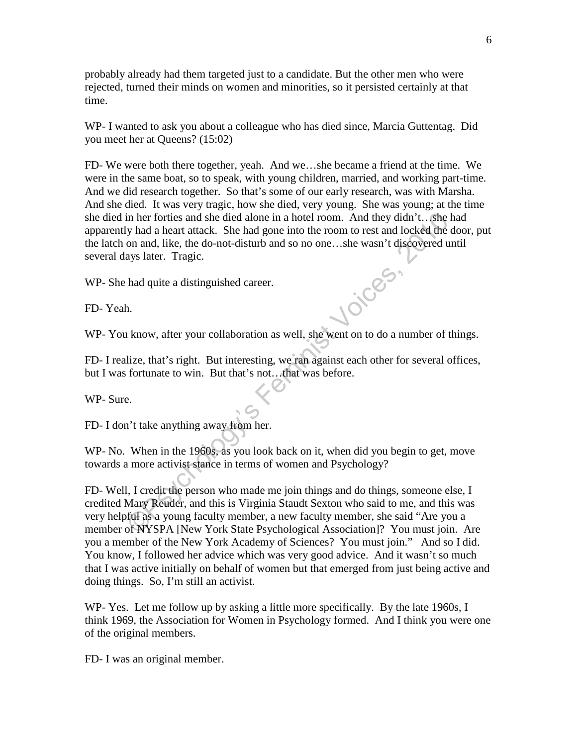probably already had them targeted just to a candidate. But the other men who were rejected, turned their minds on women and minorities, so it persisted certainly at that time.

WP- I wanted to ask you about a colleague who has died since, Marcia Guttentag. Did you meet her at Queens? (15:02)

FD- We were both there together, yeah. And we…she became a friend at the time. We were in the same boat, so to speak, with young children, married, and working part-time. And we did research together. So that's some of our early research, was with Marsha. And she died. It was very tragic, how she died, very young. She was young; at the time she died in her forties and she died alone in a hotel room. And they didn't…she had apparently had a heart attack. She had gone into the room to rest and locked the door, put the latch on and, like, the do-not-disturb and so no one…she wasn't discovered until several days later. Tragic.

WP- She had quite a distinguished career.

FD- Yeah.

WP- You know, after your collaboration as well, she went on to do a number of things.

FD- I realize, that's right. But interesting, we ran against each other for several offices, but I was fortunate to win. But that's not…that was before.

WP- Sure.

FD- I don't take anything away from her.

WP- No. When in the 1960s, as you look back on it, when did you begin to get, move towards a more activist stance in terms of women and Psychology?

FD- Well, I credit the person who made me join things and do things, someone else, I credited Mary Reuder, and this is Virginia Staudt Sexton who said to me, and this was very helpful as a young faculty member, a new faculty member, she said "Are you a member of NYSPA [New York State Psychological Association]? You must join. Are you a member of the New York Academy of Sciences? You must join." And so I did. You know, I followed her advice which was very good advice. And it wasn't so much that I was active initially on behalf of women but that emerged from just being active and doing things. So, I'm still an activist.

WP- Yes. Let me follow up by asking a little more specifically. By the late 1960s, I think 1969, the Association for Women in Psychology formed. And I think you were one of the original members.

FD- I was an original member.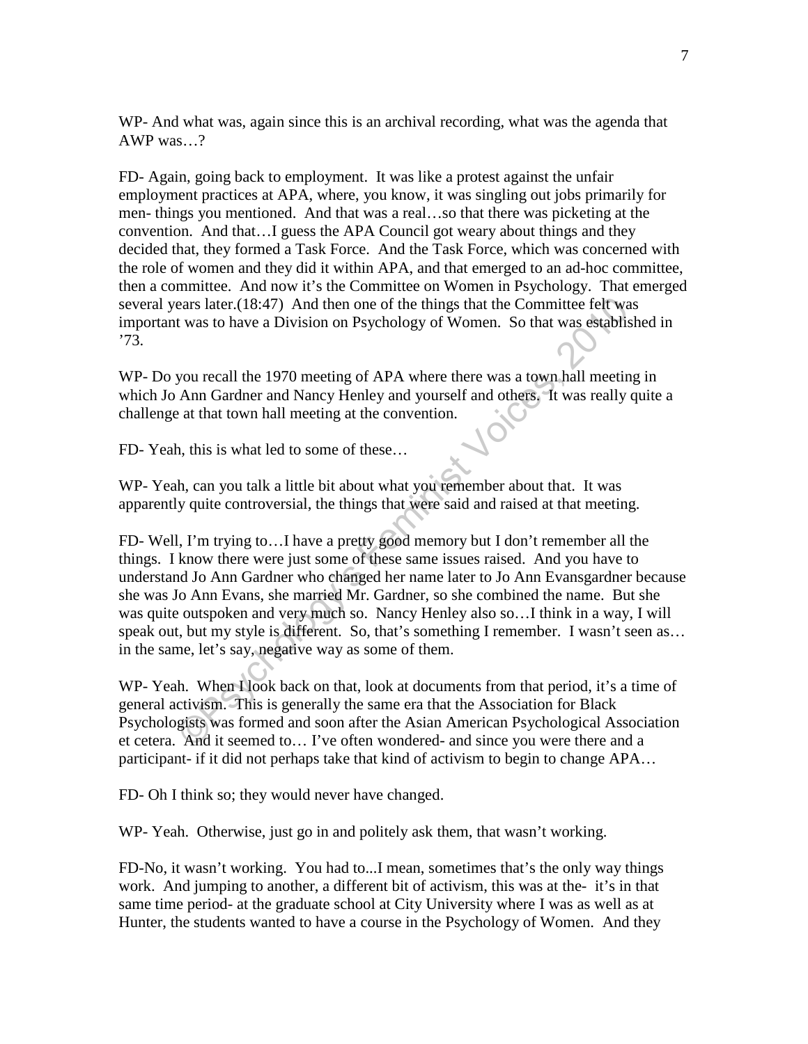WP- And what was, again since this is an archival recording, what was the agenda that AWP was…?

FD- Again, going back to employment. It was like a protest against the unfair employment practices at APA, where, you know, it was singling out jobs primarily for men- things you mentioned. And that was a real…so that there was picketing at the convention. And that…I guess the APA Council got weary about things and they decided that, they formed a Task Force. And the Task Force, which was concerned with the role of women and they did it within APA, and that emerged to an ad-hoc committee, then a committee. And now it's the Committee on Women in Psychology. That emerged several years later.(18:47) And then one of the things that the Committee felt was important was to have a Division on Psychology of Women. So that was established in '73.

WP- Do you recall the 1970 meeting of APA where there was a town hall meeting in which Jo Ann Gardner and Nancy Henley and yourself and others. It was really quite a challenge at that town hall meeting at the convention.

FD- Yeah, this is what led to some of these…

WP- Yeah, can you talk a little bit about what you remember about that. It was apparently quite controversial, the things that were said and raised at that meeting.

FD- Well, I'm trying to…I have a pretty good memory but I don't remember all the things. I know there were just some of these same issues raised. And you have to understand Jo Ann Gardner who changed her name later to Jo Ann Evansgardner because she was Jo Ann Evans, she married Mr. Gardner, so she combined the name. But she was quite outspoken and very much so. Nancy Henley also so…I think in a way, I will speak out, but my style is different. So, that's something I remember. I wasn't seen as… in the same, let's say, negative way as some of them.

WP- Yeah. When I look back on that, look at documents from that period, it's a time of general activism. This is generally the same era that the Association for Black Psychologists was formed and soon after the Asian American Psychological Association et cetera. And it seemed to… I've often wondered- and since you were there and a participant- if it did not perhaps take that kind of activism to begin to change APA…

FD- Oh I think so; they would never have changed.

WP- Yeah. Otherwise, just go in and politely ask them, that wasn't working.

FD-No, it wasn't working. You had to...I mean, sometimes that's the only way things work. And jumping to another, a different bit of activism, this was at the- it's in that same time period- at the graduate school at City University where I was as well as at Hunter, the students wanted to have a course in the Psychology of Women. And they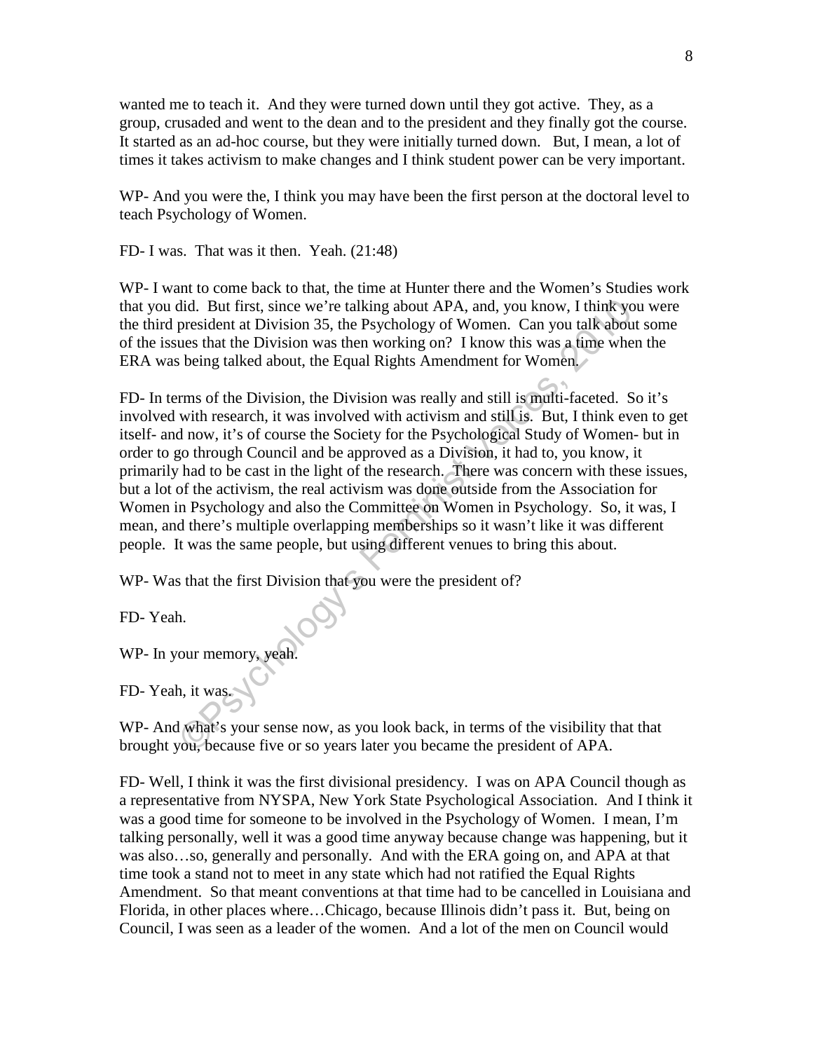wanted me to teach it. And they were turned down until they got active. They, as a group, crusaded and went to the dean and to the president and they finally got the course. It started as an ad-hoc course, but they were initially turned down. But, I mean, a lot of times it takes activism to make changes and I think student power can be very important.

WP- And you were the, I think you may have been the first person at the doctoral level to teach Psychology of Women.

FD- I was. That was it then. Yeah. (21:48)

WP- I want to come back to that, the time at Hunter there and the Women's Studies work that you did. But first, since we're talking about APA, and, you know, I think you were the third president at Division 35, the Psychology of Women. Can you talk about some of the issues that the Division was then working on? I know this was a time when the ERA was being talked about, the Equal Rights Amendment for Women.

FD- In terms of the Division, the Division was really and still is multi-faceted. So it's involved with research, it was involved with activism and still is. But, I think even to get itself- and now, it's of course the Society for the Psychological Study of Women- but in order to go through Council and be approved as a Division, it had to, you know, it primarily had to be cast in the light of the research. There was concern with these issues, but a lot of the activism, the real activism was done outside from the Association for Women in Psychology and also the Committee on Women in Psychology. So, it was, I mean, and there's multiple overlapping memberships so it wasn't like it was different people. It was the same people, but using different venues to bring this about.

WP- Was that the first Division that you were the president of?

FD- Yeah.

WP- In your memory, yeah.

FD- Yeah, it was.

WP- And what's your sense now, as you look back, in terms of the visibility that that brought you, because five or so years later you became the president of APA.

FD- Well, I think it was the first divisional presidency. I was on APA Council though as a representative from NYSPA, New York State Psychological Association. And I think it was a good time for someone to be involved in the Psychology of Women. I mean, I'm talking personally, well it was a good time anyway because change was happening, but it was also…so, generally and personally. And with the ERA going on, and APA at that time took a stand not to meet in any state which had not ratified the Equal Rights Amendment. So that meant conventions at that time had to be cancelled in Louisiana and Florida, in other places where…Chicago, because Illinois didn't pass it. But, being on Council, I was seen as a leader of the women. And a lot of the men on Council would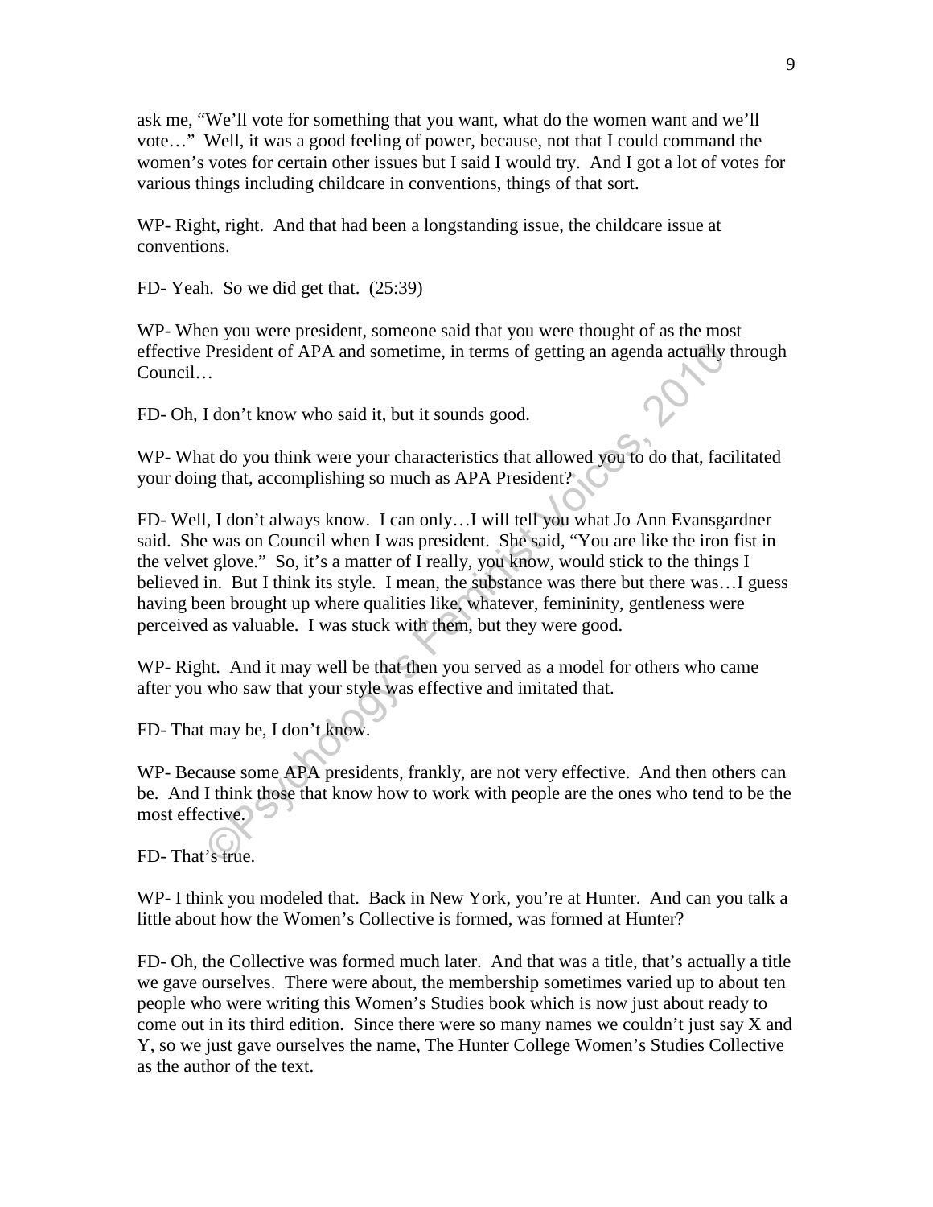ask me, "We'll vote for something that you want, what do the women want and we'll vote…" Well, it was a good feeling of power, because, not that I could command the women's votes for certain other issues but I said I would try. And I got a lot of votes for various things including childcare in conventions, things of that sort.

WP- Right, right. And that had been a longstanding issue, the childcare issue at conventions.

FD- Yeah. So we did get that. (25:39)

WP- When you were president, someone said that you were thought of as the most effective President of APA and sometime, in terms of getting an agenda actually through Council…

FD- Oh, I don't know who said it, but it sounds good.

WP- What do you think were your characteristics that allowed you to do that, facilitated your doing that, accomplishing so much as APA President?

FD- Well, I don't always know. I can only…I will tell you what Jo Ann Evansgardner said. She was on Council when I was president. She said, "You are like the iron fist in the velvet glove." So, it's a matter of I really, you know, would stick to the things I believed in. But I think its style. I mean, the substance was there but there was…I guess having been brought up where qualities like, whatever, femininity, gentleness were perceived as valuable. I was stuck with them, but they were good.

WP- Right. And it may well be that then you served as a model for others who came after you who saw that your style was effective and imitated that.

FD- That may be, I don't know.

WP- Because some APA presidents, frankly, are not very effective. And then others can be. And I think those that know how to work with people are the ones who tend to be the most effective.

FD- That's true.

WP- I think you modeled that. Back in New York, you're at Hunter. And can you talk a little about how the Women's Collective is formed, was formed at Hunter?

FD- Oh, the Collective was formed much later. And that was a title, that's actually a title we gave ourselves. There were about, the membership sometimes varied up to about ten people who were writing this Women's Studies book which is now just about ready to come out in its third edition. Since there were so many names we couldn't just say X and Y, so we just gave ourselves the name, The Hunter College Women's Studies Collective as the author of the text.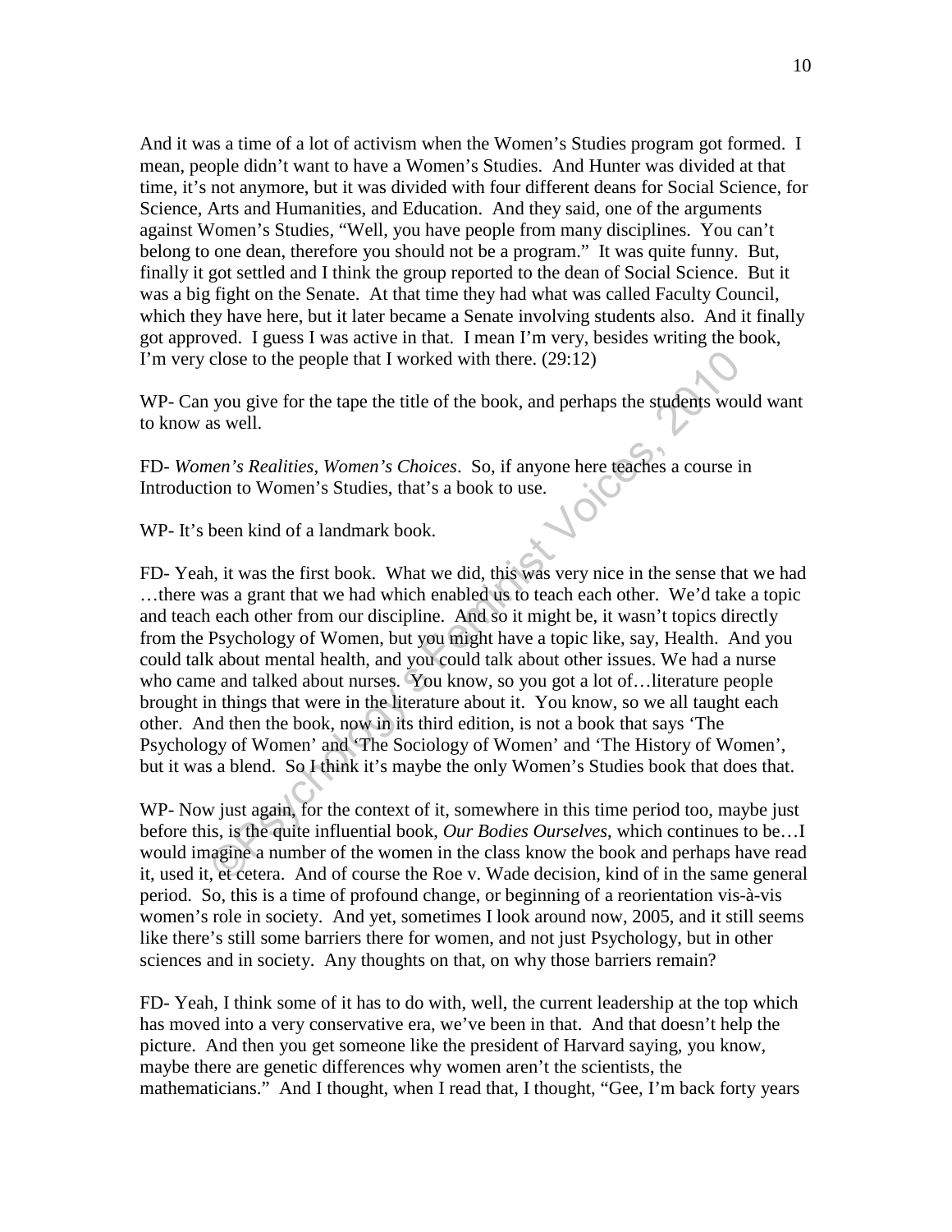And it was a time of a lot of activism when the Women's Studies program got formed. I mean, people didn't want to have a Women's Studies. And Hunter was divided at that time, it's not anymore, but it was divided with four different deans for Social Science, for Science, Arts and Humanities, and Education. And they said, one of the arguments against Women's Studies, "Well, you have people from many disciplines. You can't belong to one dean, therefore you should not be a program." It was quite funny. But, finally it got settled and I think the group reported to the dean of Social Science. But it was a big fight on the Senate. At that time they had what was called Faculty Council, which they have here, but it later became a Senate involving students also. And it finally got approved. I guess I was active in that. I mean I'm very, besides writing the book, I'm very close to the people that I worked with there. (29:12)

WP- Can you give for the tape the title of the book, and perhaps the students would want to know as well.

FD- *Women's Realities, Women's Choices*. So, if anyone here teaches a course in Introduction to Women's Studies, that's a book to use.

WP- It's been kind of a landmark book.

FD- Yeah, it was the first book. What we did, this was very nice in the sense that we had …there was a grant that we had which enabled us to teach each other. We'd take a topic and teach each other from our discipline. And so it might be, it wasn't topics directly from the Psychology of Women, but you might have a topic like, say, Health. And you could talk about mental health, and you could talk about other issues. We had a nurse who came and talked about nurses. You know, so you got a lot of…literature people brought in things that were in the literature about it. You know, so we all taught each other. And then the book, now in its third edition, is not a book that says 'The Psychology of Women' and 'The Sociology of Women' and 'The History of Women', but it was a blend. So I think it's maybe the only Women's Studies book that does that.

WP- Now just again, for the context of it, somewhere in this time period too, maybe just before this, is the quite influential book, *Our Bodies Ourselves*, which continues to be…I would imagine a number of the women in the class know the book and perhaps have read it, used it, et cetera. And of course the Roe v. Wade decision, kind of in the same general period. So, this is a time of profound change, or beginning of a reorientation vis-à-vis women's role in society. And yet, sometimes I look around now, 2005, and it still seems like there's still some barriers there for women, and not just Psychology, but in other sciences and in society. Any thoughts on that, on why those barriers remain?

FD- Yeah, I think some of it has to do with, well, the current leadership at the top which has moved into a very conservative era, we've been in that. And that doesn't help the picture. And then you get someone like the president of Harvard saying, you know, maybe there are genetic differences why women aren't the scientists, the mathematicians." And I thought, when I read that, I thought, "Gee, I'm back forty years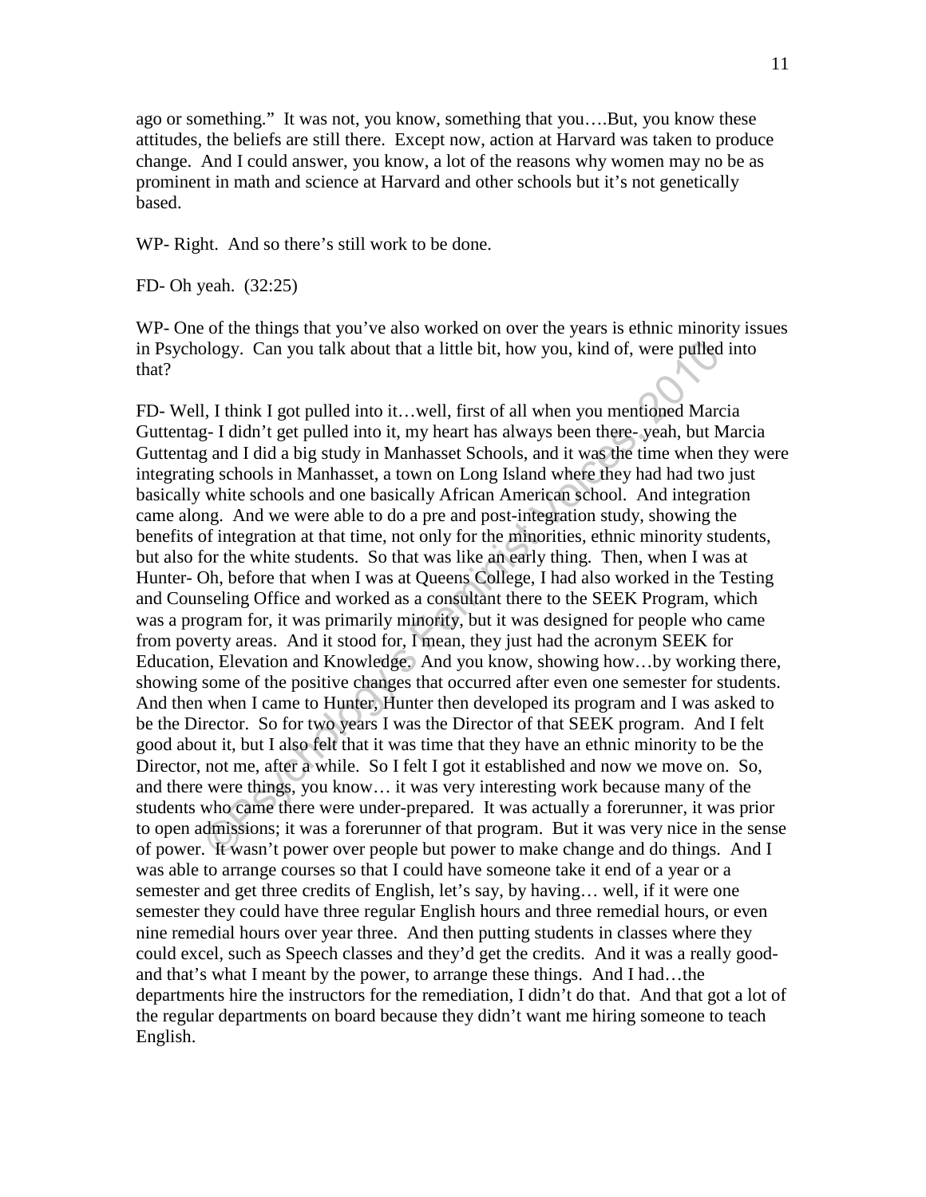ago or something." It was not, you know, something that you….But, you know these attitudes, the beliefs are still there. Except now, action at Harvard was taken to produce change. And I could answer, you know, a lot of the reasons why women may no be as prominent in math and science at Harvard and other schools but it's not genetically based.

WP- Right. And so there's still work to be done.

FD- Oh yeah. (32:25)

WP- One of the things that you've also worked on over the years is ethnic minority issues in Psychology. Can you talk about that a little bit, how you, kind of, were pulled into that?

FD- Well, I think I got pulled into it…well, first of all when you mentioned Marcia Guttentag- I didn't get pulled into it, my heart has always been there- yeah, but Marcia Guttentag and I did a big study in Manhasset Schools, and it was the time when they were integrating schools in Manhasset, a town on Long Island where they had had two just basically white schools and one basically African American school. And integration came along. And we were able to do a pre and post-integration study, showing the benefits of integration at that time, not only for the minorities, ethnic minority students, but also for the white students. So that was like an early thing. Then, when I was at Hunter- Oh, before that when I was at Queens College, I had also worked in the Testing and Counseling Office and worked as a consultant there to the SEEK Program, which was a program for, it was primarily minority, but it was designed for people who came from poverty areas. And it stood for, I mean, they just had the acronym SEEK for Education, Elevation and Knowledge. And you know, showing how…by working there, showing some of the positive changes that occurred after even one semester for students. And then when I came to Hunter, Hunter then developed its program and I was asked to be the Director. So for two years I was the Director of that SEEK program. And I felt good about it, but I also felt that it was time that they have an ethnic minority to be the Director, not me, after a while. So I felt I got it established and now we move on. So, and there were things, you know… it was very interesting work because many of the students who came there were under-prepared. It was actually a forerunner, it was prior to open admissions; it was a forerunner of that program. But it was very nice in the sense of power. It wasn't power over people but power to make change and do things. And I was able to arrange courses so that I could have someone take it end of a year or a semester and get three credits of English, let's say, by having… well, if it were one semester they could have three regular English hours and three remedial hours, or even nine remedial hours over year three. And then putting students in classes where they could excel, such as Speech classes and they'd get the credits. And it was a really good- and that's what I meant by the power, to arrange these things. And I had…the departments hire the instructors for the remediation, I didn't do that. And that got a lot of the regular departments on board because they didn't want me hiring someone to teach English.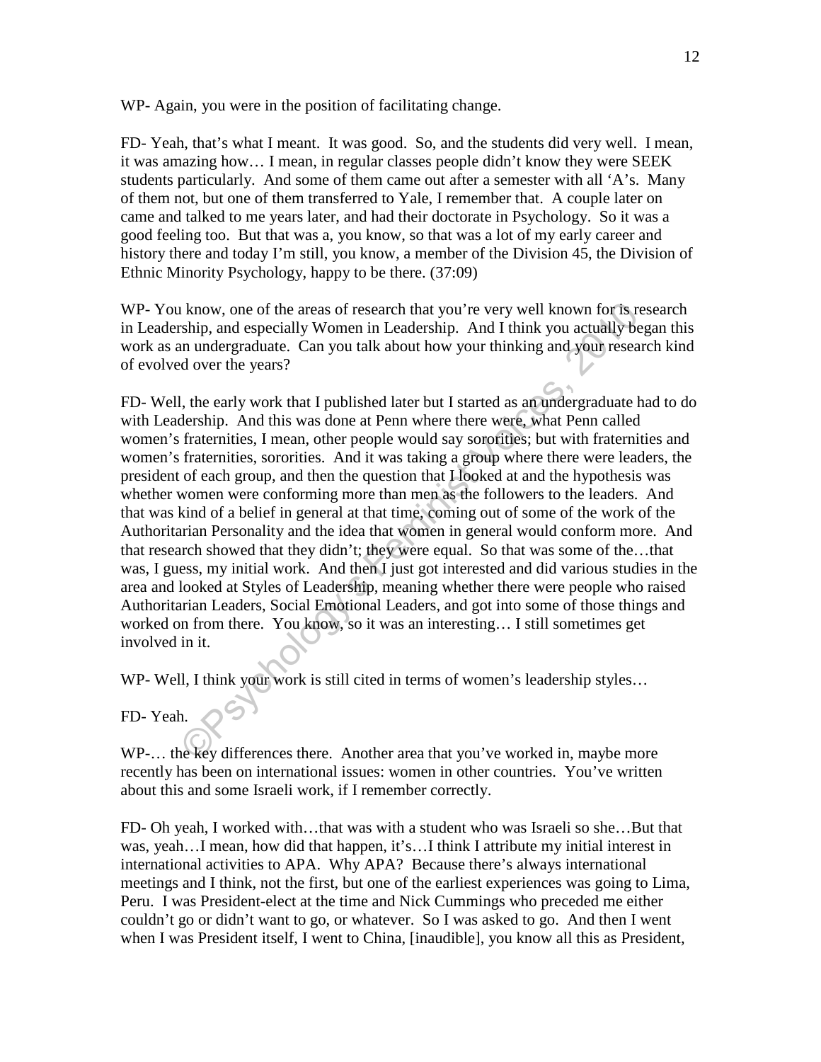WP- Again, you were in the position of facilitating change.

FD- Yeah, that's what I meant. It was good. So, and the students did very well. I mean, it was amazing how… I mean, in regular classes people didn't know they were SEEK students particularly. And some of them came out after a semester with all 'A's. Many of them not, but one of them transferred to Yale, I remember that. A couple later on came and talked to me years later, and had their doctorate in Psychology. So it was a good feeling too. But that was a, you know, so that was a lot of my early career and history there and today I'm still, you know, a member of the Division 45, the Division of Ethnic Minority Psychology, happy to be there. (37:09)

WP- You know, one of the areas of research that you're very well known for is research in Leadership, and especially Women in Leadership. And I think you actually began this work as an undergraduate. Can you talk about how your thinking and your research kind of evolved over the years?

FD- Well, the early work that I published later but I started as an undergraduate had to do with Leadership. And this was done at Penn where there were, what Penn called women's fraternities, I mean, other people would say sororities; but with fraternities and women's fraternities, sororities. And it was taking a group where there were leaders, the president of each group, and then the question that I looked at and the hypothesis was whether women were conforming more than men as the followers to the leaders. And that was kind of a belief in general at that time, coming out of some of the work of the Authoritarian Personality and the idea that women in general would conform more. And that research showed that they didn't; they were equal. So that was some of the…that was, I guess, my initial work. And then I just got interested and did various studies in the area and looked at Styles of Leadership, meaning whether there were people who raised Authoritarian Leaders, Social Emotional Leaders, and got into some of those things and worked on from there. You know, so it was an interesting… I still sometimes get involved in it.

WP- Well, I think your work is still cited in terms of women's leadership styles…

FD- Yeah.

WP-… the key differences there. Another area that you've worked in, maybe more recently has been on international issues: women in other countries. You've written about this and some Israeli work, if I remember correctly.

FD- Oh yeah, I worked with…that was with a student who was Israeli so she…But that was, yeah…I mean, how did that happen, it's…I think I attribute my initial interest in international activities to APA. Why APA? Because there's always international meetings and I think, not the first, but one of the earliest experiences was going to Lima, Peru. I was President-elect at the time and Nick Cummings who preceded me either couldn't go or didn't want to go, or whatever. So I was asked to go. And then I went when I was President itself, I went to China, [inaudible], you know all this as President,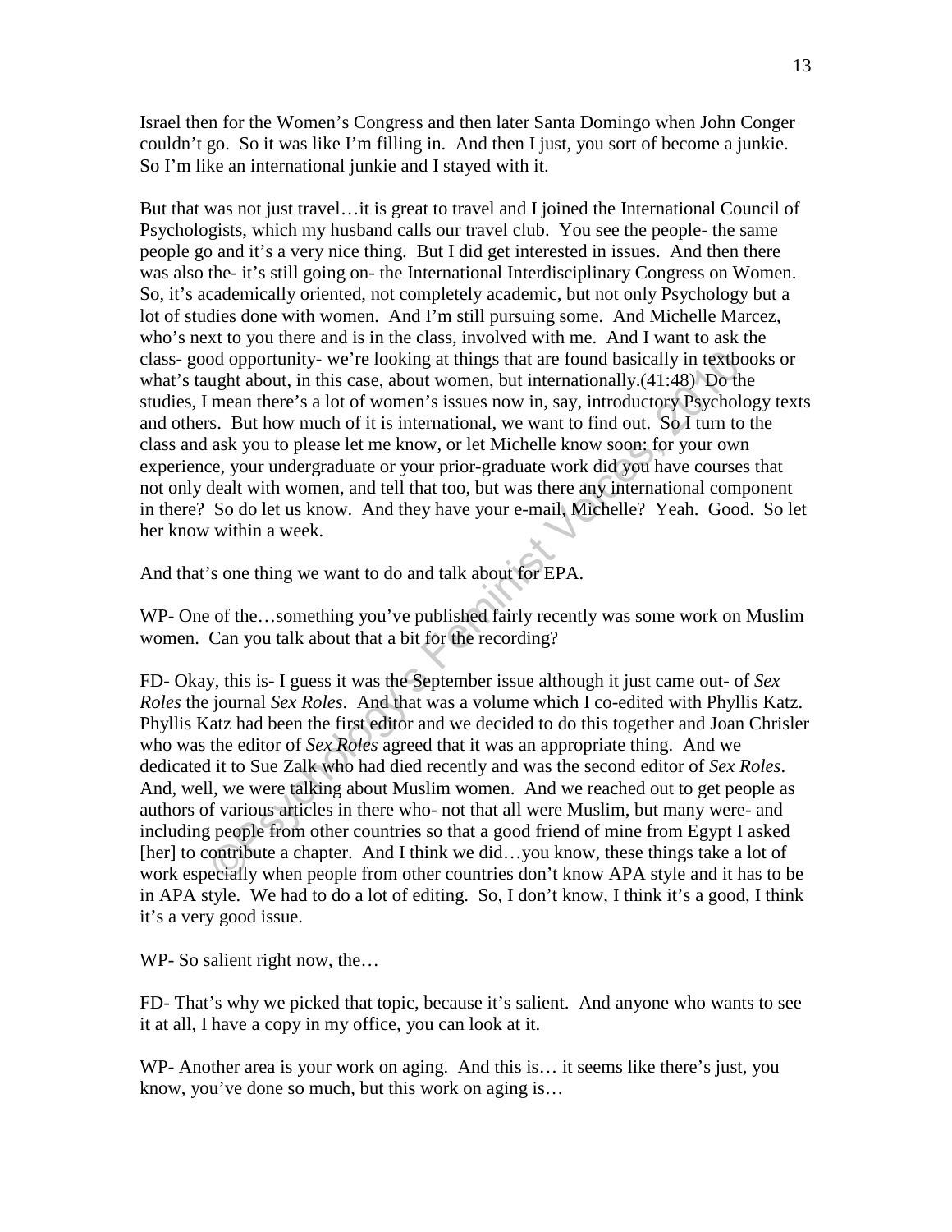Israel then for the Women's Congress and then later Santa Domingo when John Conger couldn't go. So it was like I'm filling in. And then I just, you sort of become a junkie. So I'm like an international junkie and I stayed with it.

But that was not just travel…it is great to travel and I joined the International Council of Psychologists, which my husband calls our travel club. You see the people- the same people go and it's a very nice thing. But I did get interested in issues. And then there was also the- it's still going on- the International Interdisciplinary Congress on Women. So, it's academically oriented, not completely academic, but not only Psychology but a lot of studies done with women. And I'm still pursuing some. And Michelle Marcez, who's next to you there and is in the class, involved with me. And I want to ask the class- good opportunity- we're looking at things that are found basically in textbooks or what's taught about, in this case, about women, but internationally.(41:48) Do the studies, I mean there's a lot of women's issues now in, say, introductory Psychology texts and others. But how much of it is international, we want to find out. So I turn to the class and ask you to please let me know, or let Michelle know soon: for your own experience, your undergraduate or your prior-graduate work did you have courses that not only dealt with women, and tell that too, but was there any international component in there? So do let us know. And they have your e-mail, Michelle? Yeah. Good. So let her know within a week.

And that's one thing we want to do and talk about for EPA.

WP- One of the…something you've published fairly recently was some work on Muslim women. Can you talk about that a bit for the recording?

FD- Okay, this is- I guess it was the September issue although it just came out- of *Sex Roles* the journal *Sex Roles*. And that was a volume which I co-edited with Phyllis Katz. Phyllis Katz had been the first editor and we decided to do this together and Joan Chrisler who was the editor of *Sex Roles* agreed that it was an appropriate thing. And we dedicated it to Sue Zalk who had died recently and was the second editor of *Sex Roles*. And, well, we were talking about Muslim women. And we reached out to get people as authors of various articles in there who- not that all were Muslim, but many were- and including people from other countries so that a good friend of mine from Egypt I asked [her] to contribute a chapter. And I think we did…you know, these things take a lot of work especially when people from other countries don't know APA style and it has to be in APA style. We had to do a lot of editing. So, I don't know, I think it's a good, I think it's a very good issue.

WP- So salient right now, the…

FD- That's why we picked that topic, because it's salient. And anyone who wants to see it at all, I have a copy in my office, you can look at it.

WP- Another area is your work on aging. And this is… it seems like there's just, you know, you've done so much, but this work on aging is…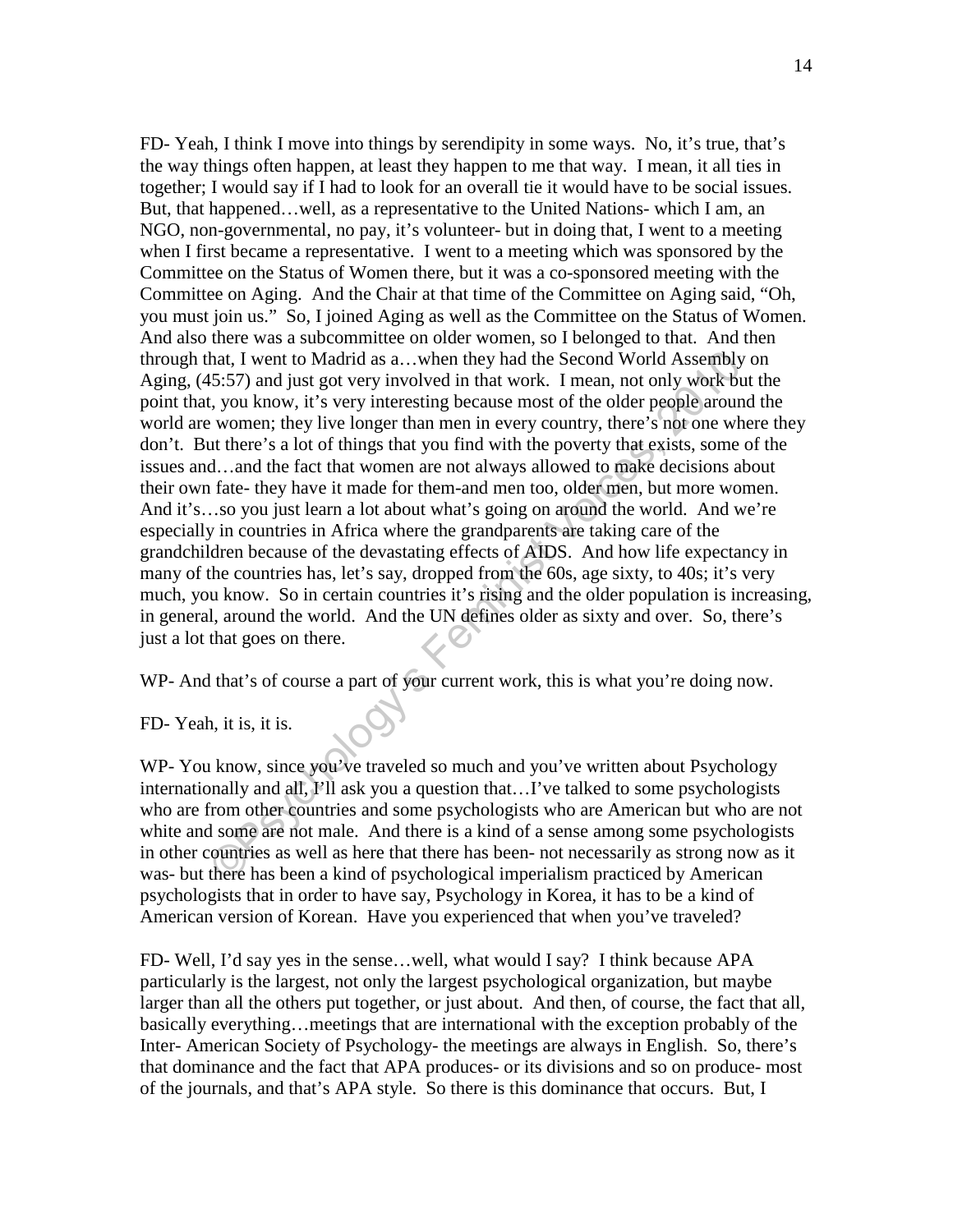FD- Yeah, I think I move into things by serendipity in some ways. No, it's true, that's the way things often happen, at least they happen to me that way. I mean, it all ties in together; I would say if I had to look for an overall tie it would have to be social issues. But, that happened…well, as a representative to the United Nations- which I am, an NGO, non-governmental, no pay, it's volunteer- but in doing that, I went to a meeting when I first became a representative. I went to a meeting which was sponsored by the Committee on the Status of Women there, but it was a co-sponsored meeting with the Committee on Aging. And the Chair at that time of the Committee on Aging said, "Oh, you must join us." So, I joined Aging as well as the Committee on the Status of Women. And also there was a subcommittee on older women, so I belonged to that. And then through that, I went to Madrid as a…when they had the Second World Assembly on Aging, (45:57) and just got very involved in that work. I mean, not only work but the point that, you know, it's very interesting because most of the older people around the world are women; they live longer than men in every country, there's not one where they don't. But there's a lot of things that you find with the poverty that exists, some of the issues and…and the fact that women are not always allowed to make decisions about their own fate- they have it made for them-and men too, older men, but more women. And it's…so you just learn a lot about what's going on around the world. And we're especially in countries in Africa where the grandparents are taking care of the grandchildren because of the devastating effects of AIDS. And how life expectancy in many of the countries has, let's say, dropped from the 60s, age sixty, to 40s; it's very much, you know. So in certain countries it's rising and the older population is increasing, in general, around the world. And the UN defines older as sixty and over. So, there's just a lot that goes on there.

WP- And that's of course a part of your current work, this is what you're doing now.

FD- Yeah, it is, it is.

WP- You know, since you've traveled so much and you've written about Psychology internationally and all, I'll ask you a question that…I've talked to some psychologists who are from other countries and some psychologists who are American but who are not white and some are not male. And there is a kind of a sense among some psychologists in other countries as well as here that there has been- not necessarily as strong now as it was- but there has been a kind of psychological imperialism practiced by American psychologists that in order to have say, Psychology in Korea, it has to be a kind of American version of Korean. Have you experienced that when you've traveled?

FD- Well, I'd say yes in the sense…well, what would I say? I think because APA particularly is the largest, not only the largest psychological organization, but maybe larger than all the others put together, or just about. And then, of course, the fact that all, basically everything…meetings that are international with the exception probably of the Inter- American Society of Psychology- the meetings are always in English. So, there's that dominance and the fact that APA produces- or its divisions and so on produce- most of the journals, and that's APA style. So there is this dominance that occurs. But, I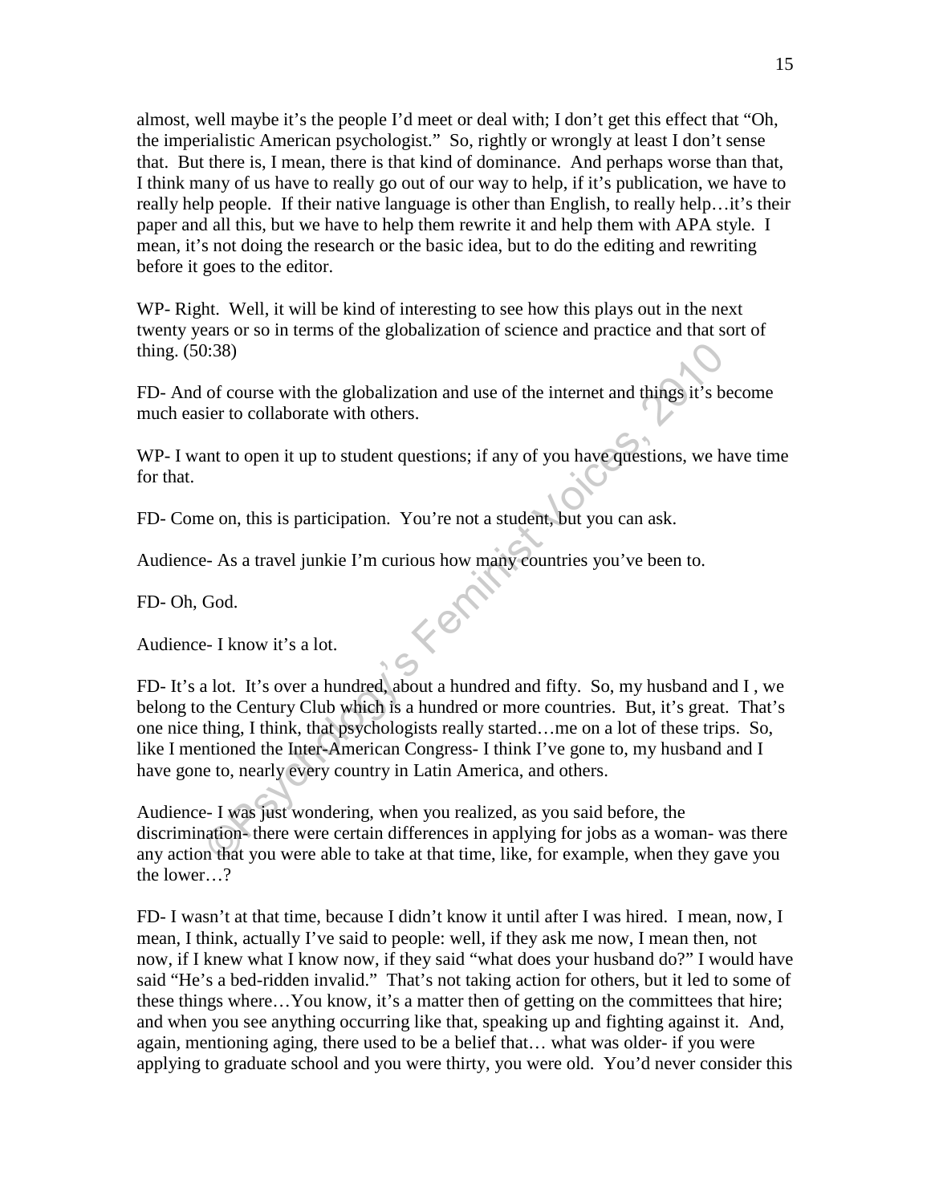almost, well maybe it's the people I'd meet or deal with; I don't get this effect that "Oh, the imperialistic American psychologist." So, rightly or wrongly at least I don't sense that. But there is, I mean, there is that kind of dominance. And perhaps worse than that, I think many of us have to really go out of our way to help, if it's publication, we have to really help people. If their native language is other than English, to really help…it's their paper and all this, but we have to help them rewrite it and help them with APA style. I mean, it's not doing the research or the basic idea, but to do the editing and rewriting before it goes to the editor.

WP- Right. Well, it will be kind of interesting to see how this plays out in the next twenty years or so in terms of the globalization of science and practice and that sort of thing. (50:38)

FD- And of course with the globalization and use of the internet and things it's become much easier to collaborate with others.

WP- I want to open it up to student questions; if any of you have questions, we have time for that.

FD- Come on, this is participation. You're not a student, but you can ask.

Audience- As a travel junkie I'm curious how many countries you've been to.

FD- Oh, God.

Audience- I know it's a lot.

FD- It's a lot. It's over a hundred, about a hundred and fifty. So, my husband and I , we belong to the Century Club which is a hundred or more countries. But, it's great. That's one nice thing, I think, that psychologists really started…me on a lot of these trips. So, like I mentioned the Inter-American Congress- I think I've gone to, my husband and I have gone to, nearly every country in Latin America, and others.

Audience- I was just wondering, when you realized, as you said before, the discrimination- there were certain differences in applying for jobs as a woman- was there any action that you were able to take at that time, like, for example, when they gave you the lower…?

FD- I wasn't at that time, because I didn't know it until after I was hired. I mean, now, I mean, I think, actually I've said to people: well, if they ask me now, I mean then, not now, if I knew what I know now, if they said "what does your husband do?" I would have said "He's a bed-ridden invalid." That's not taking action for others, but it led to some of these things where…You know, it's a matter then of getting on the committees that hire; and when you see anything occurring like that, speaking up and fighting against it. And, again, mentioning aging, there used to be a belief that… what was older- if you were applying to graduate school and you were thirty, you were old. You'd never consider this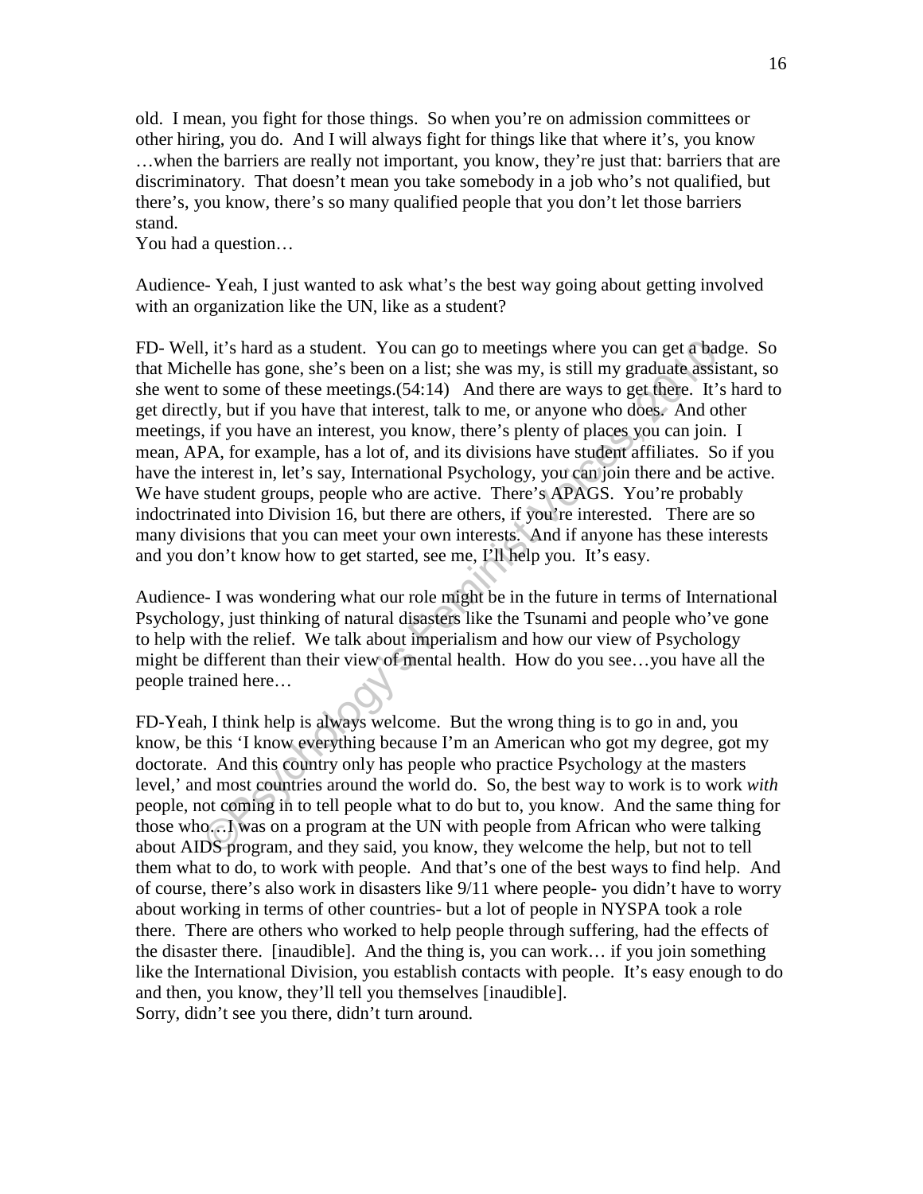old. I mean, you fight for those things. So when you're on admission committees or other hiring, you do. And I will always fight for things like that where it's, you know …when the barriers are really not important, you know, they're just that: barriers that are discriminatory. That doesn't mean you take somebody in a job who's not qualified, but there's, you know, there's so many qualified people that you don't let those barriers stand.
You had a question…

Audience- Yeah, I just wanted to ask what's the best way going about getting involved with an organization like the UN, like as a student?

FD- Well, it's hard as a student. You can go to meetings where you can get a badge. So that Michelle has gone, she's been on a list; she was my, is still my graduate assistant, so she went to some of these meetings.(54:14) And there are ways to get there. It's hard to get directly, but if you have that interest, talk to me, or anyone who does. And other meetings, if you have an interest, you know, there's plenty of places you can join. I mean, APA, for example, has a lot of, and its divisions have student affiliates. So if you have the interest in, let's say, International Psychology, you can join there and be active. We have student groups, people who are active. There's APAGS. You're probably indoctrinated into Division 16, but there are others, if you're interested. There are so many divisions that you can meet your own interests. And if anyone has these interests and you don't know how to get started, see me, I'll help you. It's easy.

Audience- I was wondering what our role might be in the future in terms of International Psychology, just thinking of natural disasters like the Tsunami and people who've gone to help with the relief. We talk about imperialism and how our view of Psychology might be different than their view of mental health. How do you see…you have all the people trained here…

FD-Yeah, I think help is always welcome. But the wrong thing is to go in and, you know, be this 'I know everything because I'm an American who got my degree, got my doctorate. And this country only has people who practice Psychology at the masters level,' and most countries around the world do. So, the best way to work is to work *with* people, not coming in to tell people what to do but to, you know. And the same thing for those who…I was on a program at the UN with people from African who were talking about AIDS program, and they said, you know, they welcome the help, but not to tell them what to do, to work with people. And that's one of the best ways to find help. And of course, there's also work in disasters like 9/11 where people- you didn't have to worry about working in terms of other countries- but a lot of people in NYSPA took a role there. There are others who worked to help people through suffering, had the effects of the disaster there. [inaudible]. And the thing is, you can work… if you join something like the International Division, you establish contacts with people. It's easy enough to do and then, you know, they'll tell you themselves [inaudible].
Sorry, didn't see you there, didn't turn around.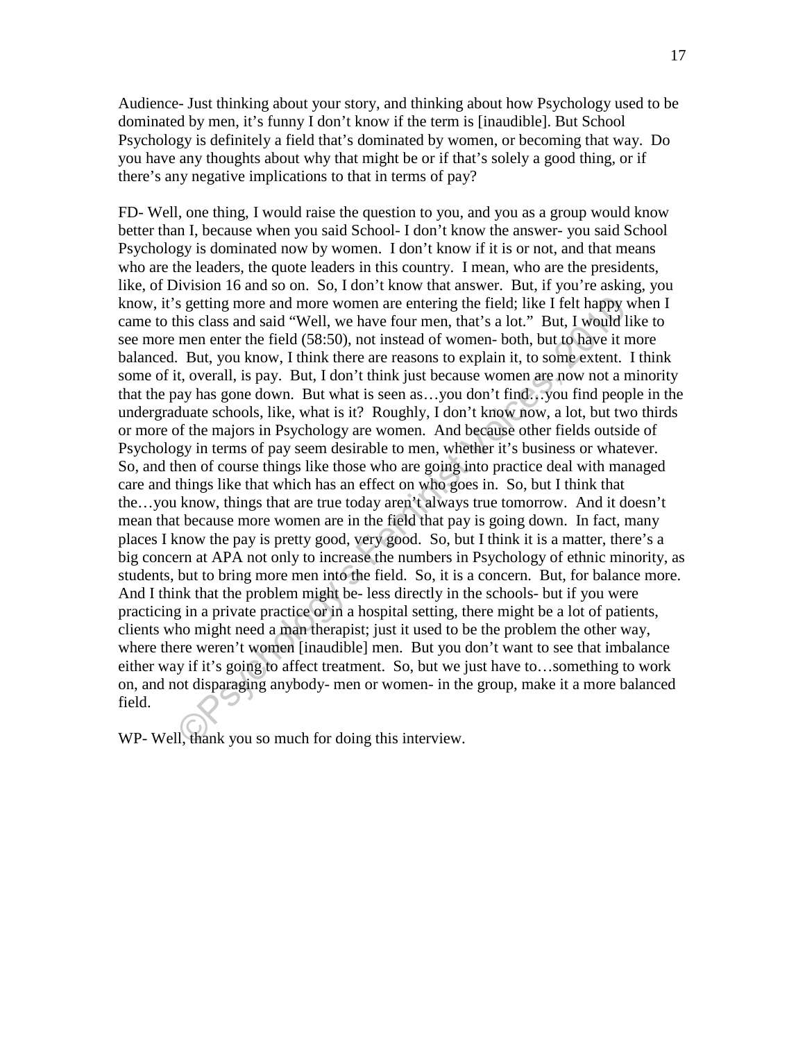Audience- Just thinking about your story, and thinking about how Psychology used to be dominated by men, it's funny I don't know if the term is [inaudible]. But School Psychology is definitely a field that's dominated by women, or becoming that way. Do you have any thoughts about why that might be or if that's solely a good thing, or if there's any negative implications to that in terms of pay?

FD- Well, one thing, I would raise the question to you, and you as a group would know better than I, because when you said School- I don't know the answer- you said School Psychology is dominated now by women. I don't know if it is or not, and that means who are the leaders, the quote leaders in this country. I mean, who are the presidents, like, of Division 16 and so on. So, I don't know that answer. But, if you're asking, you know, it's getting more and more women are entering the field; like I felt happy when I came to this class and said "Well, we have four men, that's a lot." But, I would like to see more men enter the field (58:50), not instead of women- both, but to have it more balanced. But, you know, I think there are reasons to explain it, to some extent. I think some of it, overall, is pay. But, I don't think just because women are now not a minority that the pay has gone down. But what is seen as…you don't find…you find people in the undergraduate schools, like, what is it? Roughly, I don't know now, a lot, but two thirds or more of the majors in Psychology are women. And because other fields outside of Psychology in terms of pay seem desirable to men, whether it's business or whatever. So, and then of course things like those who are going into practice deal with managed care and things like that which has an effect on who goes in. So, but I think that the…you know, things that are true today aren't always true tomorrow. And it doesn't mean that because more women are in the field that pay is going down. In fact, many places I know the pay is pretty good, very good. So, but I think it is a matter, there's a big concern at APA not only to increase the numbers in Psychology of ethnic minority, as students, but to bring more men into the field. So, it is a concern. But, for balance more. And I think that the problem might be- less directly in the schools- but if you were practicing in a private practice or in a hospital setting, there might be a lot of patients, clients who might need a man therapist; just it used to be the problem the other way, where there weren't women [inaudible] men. But you don't want to see that imbalance either way if it's going to affect treatment. So, but we just have to…something to work on, and not disparaging anybody- men or women- in the group, make it a more balanced field.

WP- Well, thank you so much for doing this interview.